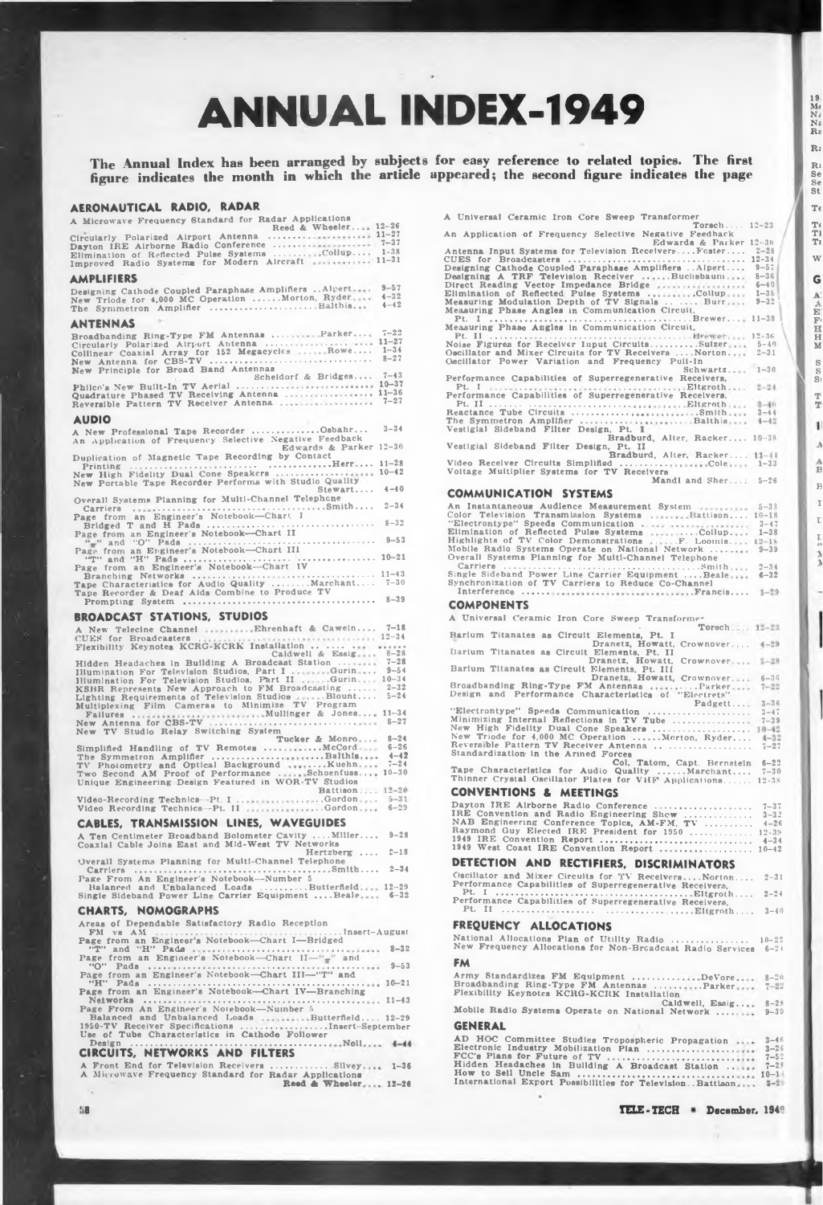# ANNUAL INDEX-1949

**The Annual Index has been arranged by subjects for easy reference to related topics. The first figure indicates the month in which the article appeared; the second figure indicates the page**

## AERONAUTICAL RADIO, RADAR

- A Microwave Frequency Standard for Radar Applications — Reed & Wheeler .... 12-26
- Circularly Polarized Airport Antenna .... 11-27
- Dayton IRE Airborne Radio Conference .... 7-37
- Elimination of Reflected Pulse Systems .... Collup .... 1-38
- Improved Radio Systems for Modern Aircraft .... 11-31

## AMPLIFIERS

- Designing Cathode Coupled Paraphase Amplifiers .. Alpert .... 9-57
- New Triode for 4,000 MC Operation .... Morton, Ryder .... 4-32
- The Symmetron Amplifier .... Balthis .... 4-42

## ANTENNAS

- Broadbanding Ring-Type FM Antennas .... Parker .... 7-22
- Circularly Polarized Airport Antenna .... 11-27
- Collinear Coaxial Array for 152 Megacycles .... Rowe .... 1-34
- New Antenna for CBS-TV .... 8-27
- New Principle for Broad Band Antennas — Scheldorf & Bridges .... 7-43
- Philco's New Built-In TV Aerial .... 10-37
- Quadrature Phased TV Receiving Antenna .... 11-36
- Reversible Pattern TV Receiver Antenna .... 7-27

## AUDIO

- A New Professional Tape Recorder .... Osbahr .... 3-34
- An Application of Frequency Selective Negative Feedback — Edwards & Parker 12-30
- Duplication of Magnetic Tape Recording by Contact Printing .... Herr .... 11-28
- New High Fidelity Dual Cone Speakers .... 10-42
- New Portable Tape Recorder Performs with Studio Quality — Stewart .... 4-40
- Overall Systems Planning for Multi-Channel Telephone Carriers .... Smith .... 2-34
- Page from an Engineer's Notebook—Chart I Bridged T and H Pads .... 8-32
- Page from an Engineer's Notebook—Chart II "π" and "O" Pads .... 9-53
- Page from an Engineer's Notebook—Chart III "T" and "H" Pads .... 10-21
- Page from an Engineer's Notebook—Chart IV Branching Networks .... 11-43
- Tape Characteristics for Audio Quality .... Marchant .... 7-30
- Tape Recorder & Deaf Aids Combine to Produce TV Prompting System .... 8-39

## BROADCAST STATIONS, STUDIOS

- A New Telecine Channel .... Ehrenhaft & Cawein .... 7-18
- CUES for Broadcasters .... 12-34
- Flexibility Keynotes KCRG-KCRK Installation .... Caldwell & Essig .... 8-28
- Hidden Headaches in Building A Broadcast Station .... 7-28
- Illumination For Television Studios, Part I .... Gurin .... 9-54
- Illumination For Television Studios, Part II .... Gurin .... 10-34
- KSHR Represents New Approach to FM Broadcasting .... 2-32
- Lighting Requirements of Television Studios .... Blount .... 5-24
- Multiplexing Film Cameras to Minimize TV Program Failures .... Mullinger & Jones .... 11-34
- New Antenna for CBS-TV .... 8-27
- New TV Studio Relay Switching System — Tucker & Monro .... 8-24
- Simplified Handling of TV Remotes .... McCord .... 6-26
- The Symmetron Amplifier .... Balthis .... 4-42
- TV Photometry and Optical Background .... Kuehn .... 7-24
- Two Second AM Proof of Performance .... Schoenfuss .... 10-30
- Unique Engineering Design Featured in WOR-TV Studios — Battison .... 12-20
- Video-Recording Technics—Pt. I .... Gordon .... 5-31
- Video Recording Technics—Pt. II .... Gordon .... 6-29

## CABLES, TRANSMISSION LINES, WAVEGUIDES

- A Ten Centimeter Broadband Bolometer Cavity .... Miller .... 9-28
- Coaxial Cable Joins East and Mid-West TV Networks — Hertzberg .... 2-18
- Overall Systems Planning for Multi-Channel Telephone Carriers .... Smith .... 2-34
- Page From An Engineer's Notebook—Number 5 Balanced and Unbalanced Loads .... Butterfield .... 12-29
- Single Sideband Power Line Carrier Equipment .... Beale .... 6-32

## CHARTS, NOMOGRAPHS

- Areas of Dependable Satisfactory Radio Reception FM vs AM .... Insert-August
- Page from an Engineer's Notebook—Chart I—Bridged "T" and "H" Pads .... 8-32
- Page from an Engineer's Notebook—Chart II—"π" and "O" Pads .... 9-53
- Page from an Engineer's Notebook—Chart III—"T" and "H" Pads .... 10-21
- Page from an Engineer's Notebook—Chart IV—Branching Networks .... 11-43
- Page From An Engineer's Notebook—Number 5 Balanced and Unbalanced Loads .... Butterfield .... 12-29
- 1950-TV Receiver Specifications .... Insert-September
- Use of Tube Characteristics in Cathode Follower Design .... Noll .... 4-44

## CIRCUITS, NETWORKS AND FILTERS

- A Front End for Television Receivers .... Silvey .... 1-36
- A Microwave Frequency Standard for Radar Applications — Reed & Wheeler .... 12-26
- A Universal Ceramic Iron Core Sweep Transformer — Torsch .... 12-23
- An Application of Frequency Selective Negative Feedback — Edwards & Parker 12-30
- Antenna Input Systems for Television Receivers .... Foster .... 2-28
- CUES for Broadcasters .... 12-34
- Designing Cathode Coupled Paraphase Amplifiers .. Alpert .... 9-57
- Designing A TRF Television Receiver .... Buchsbaum .... 8-36
- Direct Reading Vector Impedance Bridge .... 6-40
- Elimination of Reflected Pulse Systems .... Collup .... 1-38
- Measuring Modulation Depth of TV Signals .... Burr .... 9-32
- Measuring Phase Angles in Communication Circuit, Pt. I .... Brewer .... 11-38
- Measuring Phase Angles in Communication Circuit, Pt. II .... Brewer .... 12-36
- Noise Figures for Receiver Input Circuits .... Sulzer .... 5-40
- Oscillator and Mixer Circuits for TV Receivers .... Norton .... 2-31
- Oscillator Power Variation and Frequency Pull-In — Schwartz .... 1-30
- Performance Capabilities of Superregenerative Receivers, Pt. I .... Eltgroth .... 2-24
- Performance Capabilities of Superregenerative Receivers, Pt. II .... Eltgroth .... 3-40
- Reactance Tube Circuits .... Smith .... 3-44
- The Symmetron Amplifier .... Balthis .... 4-42
- Vestigial Sideband Filter Design, Pt. I — Bradburd, Alter, Racker .... 10-38
- Vestigial Sideband Filter Design, Pt. II — Bradburd, Alter, Racker .... 11-44
- Video Receiver Circuits Simplified .... Cole .... 1-33
- Voltage Multiplier Systems for TV Receivers — Mandl and Sher .... 5-26

## COMMUNICATION SYSTEMS

- An Instantaneous Audience Measurement System .... 5-33
- Color Television Transmission Systems .... Battison .... 10-18
- "Electrontype" Speeds Communication .... 3-47
- Elimination of Reflected Pulse Systems .... Collup .... 1-38
- Highlights of TV Color Demonstrations .... F. Loomis .... 12-18
- Mobile Radio Systems Operate on National Network .... 9-39
- Overall Systems Planning for Multi-Channel Telephone Carriers .... Smith .... 2-34
- Single Sideband Power Line Carrier Equipment .... Beale .... 6-32
- Synchronization of TV Carriers to Reduce Co-Channel Interference .... Francis .... 1-29

## COMPONENTS

- A Universal Ceramic Iron Core Sweep Transformer — Torsch .... 12-23
- Barium Titanates as Circuit Elements, Pt. I — Dranetz, Howatt, Crownover .... 4-29
- Barium Titanates as Circuit Elements, Pt. II — Dranetz, Howatt, Crownover .... 5-28
- Barium Titanates as Circuit Elements, Pt. III — Dranetz, Howatt, Crownover .... 6-36
- Broadbanding Ring-Type FM Antennas .... Parker .... 7-22
- Design and Performance Characteristics of "Electrets" — Padgett .... 3-36
- "Electrontype" Speeds Communication .... 3-47
- Minimizing Internal Reflections in TV Tube .... 7-39
- New High Fidelity Dual Cone Speakers .... 10-42
- New Triode for 4,000 MC Operation .... Morton, Ryder .... 4-32
- Reversible Pattern TV Receiver Antenna .... 7-27
- Standardization in the Armed Forces — Col. Tatom, Capt. Bernstein 6-22
- Tape Characteristics for Audio Quality .... Marchant .... 7-30
- Thinner Crystal Oscillator Plates for VHF Applications .... 12-38

## CONVENTIONS & MEETINGS

- Dayton IRE Airborne Radio Conference .... 7-37
- IRE Convention and Radio Engineering Show .... 3-32
- NAB Engineering Conference Topics, AM-FM, TV .... 4-26
- Raymond Guy Elected IRE President for 1950 .... 12-39
- 1949 IRE Convention Report .... 4-34
- 1949 West Coast IRE Convention Report .... 10-42

## DETECTION AND RECTIFIERS, DISCRIMINATORS

- Oscillator and Mixer Circuits for TV Receivers .... Norton .... 2-31
- Performance Capabilities of Superregenerative Receivers, Pt. I .... Eltgroth .... 2-24
- Performance Capabilities of Superregenerative Receivers, Pt. II .... Eltgroth .... 3-40

## FREQUENCY ALLOCATIONS

- National Allocations Plan of Utility Radio .... 10-22
- New Frequency Allocations for Non-Broadcast Radio Services 6-24

## FM

- Army Standardizes FM Equipment .... DeVore .... 8-20
- Broadbanding Ring-Type FM Antennas .... Parker .... 7-22
- Flexibility Keynotes KCRG-KCRK Installation — Caldwell, Essig .... 8-28
- Mobile Radio Systems Operate on National Network .... 9-39

## GENERAL

- AD HOC Committee Studies Tropospheric Propagation .... 3-46
- Electronic Industry Mobilization Plan .... 3-26
- FCC's Plans for Future of TV .... 7-52
- Hidden Headaches in Building A Broadcast Station .... 7-28
- How to Sell Uncle Sam .... 10-14
- International Export Possibilities for Television .. Battison .... 8-20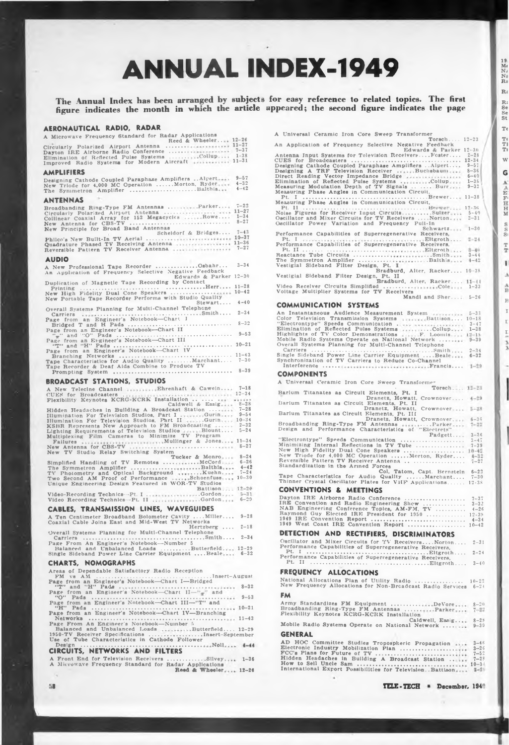# ANNUAL INDEX-1949

**The Annual Index has been arranged by subjects for easy reference to related topics. The first figure indicates the month in which the article appeared; the second figure indicates the page**

## AERONAUTICAL RADIO, RADAR

A Microwave Frequency Standard for Radar Applications Reed & Wheeler.... 12-26
Circularly Polarized Airport Antenna .... 11-27
Dayton IRE Airborne Radio Conference .... 7-37
Elimination of Reflected Pulse Systems ....Collup.... 1-38
Improved Radio Systems for Modern Aircraft .... 11-31

## AMPLIFIERS

Designing Cathode Coupled Paraphase Amplifiers ..Alpert.... 9-57
New Triode for 4,000 MC Operation ......Morton, Ryder.... 4-32
The Symmetron Amplifier ....Balthis.... 4-42

## ANTENNAS

Broadbanding Ring-Type FM Antennas ....Parker.... 7-22
Circularly Polarized Airport Antenna .... 11-27
Collinear Coaxial Array for 152 Megacycles ......Rowe.... 1-34
New Antenna for CBS-TV .... 8-27
New Principle for Broad Band Antennas Scheldorf & Bridges.... 7-43
Philco's New Built-In TV Aerial .... 10-37
Quadrature Phased TV Receiving Antenna .... 11-36
Reversible Pattern TV Receiver Antenna .... 7-27

## AUDIO

A New Professional Tape Recorder ....Osbahr.... 3-34
An Application of Frequency Selective Negative Feedback Edwards & Parker 12-30
Duplication of Magnetic Tape Recording by Contact Printing ....Herr.... 11-28
New High Fidelity Dual Cone Speakers .... 10-42
New Portable Tape Recorder Performs with Studio Quality Stewart.... 4-40
Overall Systems Planning for Multi-Channel Telephone Carriers ....Smith.... 2-34
Page from an Engineer's Notebook—Chart I Bridged T and H Pads .... 8-32
Page from an Engineer's Notebook—Chart II "$\pi$" and "O" Pads .... 9-53
Page from an Engineer's Notebook—Chart III "T" and "H" Pads .... 10-21
Page from an Engineer's Notebook—Chart IV Branching Networks .... 11-43
Tape Characteristics for Audio Quality ....Marchant.... 7-30
Tape Recorder & Deaf Aids Combine to Produce TV Prompting System .... 8-39

## BROADCAST STATIONS, STUDIOS

A New Telecine Channel ....Ehrenhaft & Cawein.... 7-18
CUES for Broadcasters .... 12-34
Flexibility Keynotes KCRG-KCRK Installation .... Caldwell & Essig.... 8-28
Hidden Headaches in Building A Broadcast Station .... 7-28
Illumination For Television Studios, Part I ....Gurin.... 9-54
Illumination For Television Studios, Part II ....Gurin.... 10-34
KSHR Represents New Approach to FM Broadcasting .... 2-32
Lighting Requirements of Television Studios ....Blount.... 5-24
Multiplexing Film Cameras to Minimize TV Program Failures ....Mullinger & Jones.... 11-34
New Antenna for CBS-TV .... 8-27
New TV Studio Relay Switching System Tucker & Monro.... 8-24
Simplified Handling of TV Remotes ....McCord.... 6-26
The Symmetron Amplifier ....Balthis.... 4-42
TV Photometry and Optical Background ....Kuehn.... 7-24
Two Second AM Proof of Performance ....Schoenfuss.... 10-30
Unique Engineering Design Featured in WOR-TV Studios Battison.... 12-20
Video-Recording Technics—Pt. I ....Gordon.... 5-31
Video Recording Technics—Pt. II ....Gordon.... 6-29

## CABLES, TRANSMISSION LINES, WAVEGUIDES

A Ten Centimeter Broadband Bolometer Cavity ....Miller.... 9-28
Coaxial Cable Joins East and Mid-West TV Networks Hertzberg .... 2-18
Overall Systems Planning for Multi-Channel Telephone Carriers ....Smith.... 2-34
Page From An Engineer's Notebook—Number 5 Balanced and Unbalanced Loads ....Butterfield.... 12-29
Single Sideband Power Line Carrier Equipment ....Beale.... 6-32

## CHARTS, NOMOGRAPHS

Areas of Dependable Satisfactory Radio Reception FM vs AM ....Insert-August
Page from an Engineer's Notebook—Chart I—Bridged "T" and "H" Pads .... 8-32
Page from an Engineer's Notebook—Chart II—"$\pi$" and "O" Pads .... 9-53
Page from an Engineer's Notebook—Chart III—"T" and "H" Pads .... 10-21
Page from an Engineer's Notebook—Chart IV—Branching Networks .... 11-43
Page From An Engineer's Notebook—Number 5 Balanced and Unbalanced Loads ....Butterfield.... 12-29
1950-TV Receiver Specifications ....Insert-September
Use of Tube Characteristics in Cathode Follower Design ....Noll.... 4-44

## CIRCUITS, NETWORKS AND FILTERS

A Front End for Television Receivers ....Silvey.... 1-36
A Microwave Frequency Standard for Radar Applications Reed & Wheeler.... 12-26
A Universal Ceramic Iron Core Sweep Transformer Torsch.... 12-23
An Application of Frequency Selective Negative Feedback Edwards & Parker 12-30
Antenna Input Systems for Television Receivers....Foster.... 2-28
CUES for Broadcasters .... 12-34
Designing Cathode Coupled Paraphase Amplifiers ..Alpert.... 9-57
Designing A TRF Television Receiver ....Buchsbaum.... 8-36
Direct Reading Vector Impedance Bridge .... 6-40
Elimination of Reflected Pulse Systems ....Collup.... 1-38
Measuring Modulation Depth of TV Signals ....Burr.... 9-32
Measuring Phase Angles in Communication Circuit, Pt. I ....Brewer.... 11-38
Measuring Phase Angles in Communication Circuit, Pt. II ....Brewer.... 12-36
Noise Figures for Receiver Input Circuits....Sulzer.... 5-40
Oscillator and Mixer Circuits for TV Receivers ....Norton.... 2-31
Oscillator Power Variation and Frequency Pull-In Schwartz.... 1-30
Performance Capabilities of Superregenerative Receivers, Pt. I ....Eltgroth.... 2-24
Performance Capabilities of Superregenerative Receivers, Pt. II ....Eltgroth.... 3-40
Reactance Tube Circuits ....Smith.... 3-44
The Symmetron Amplifier ....Balthis.... 4-42
Vestigial Sideband Filter Design, Pt. I Bradburd, Alter, Racker.... 10-38
Vestigial Sideband Filter Design, Pt. II Bradburd, Alter, Racker.... 11-44
Video Receiver Circuits Simplified ....Cole.... 1-33
Voltage Multiplier Systems for TV Receivers Mandl and Sher.... 5-26

## COMMUNICATION SYSTEMS

An Instantaneous Audience Measurement System .... 5-33
Color Television Transmission Systems ....Battison.... 10-18
"Electrontype" Speeds Communication .... 3-47
Elimination of Reflected Pulse Systems ....Collup.... 1-38
Highlights of TV Color Demonstrations ....F. Loomis.... 12-18
Mobile Radio Systems Operate on National Network .... 9-39
Overall Systems Planning for Multi-Channel Telephone Carriers ....Smith.... 2-34
Single Sideband Power Line Carrier Equipment ....Beale.... 6-32
Synchronization of TV Carriers to Reduce Co-Channel Interference ....Francis.... 1-29

## COMPONENTS

A Universal Ceramic Iron Core Sweep Transformer Torsch.... 12-23
Barium Titanates as Circuit Elements, Pt. I Dranetz, Howatt, Crownover.... 4-29
Barium Titanates as Circuit Elements, Pt. II Dranetz, Howatt, Crownover.... 5-28
Barium Titanates as Circuit Elements, Pt. III Dranetz, Howatt, Crownover.... 6-36
Broadbanding Ring-Type FM Antennas ....Parker.... 7-22
Design and Performance Characteristics of "Electrets" Padgett.... 3-36
"Electrontype" Speeds Communication .... 3-47
Minimizing Internal Reflections in TV Tube .... 7-39
New High Fidelity Dual Cone Speakers .... 10-42
New Triode for 4,000 MC Operation ......Morton, Ryder.... 4-32
Reversible Pattern TV Receiver Antenna .... 7-27
Standardization in the Armed Forces Col. Tatom, Capt. Bernstein 6-22
Tape Characteristics for Audio Quality ....Marchant.... 7-30
Thinner Crystal Oscillator Plates for VHF Applications.... 12-38

## CONVENTIONS & MEETINGS

Dayton IRE Airborne Radio Conference .... 7-37
IRE Convention and Radio Engineering Show .... 3-32
NAB Engineering Conference Topics, AM-FM, TV .... 4-26
Raymond Guy Elected IRE President for 1950 .... 12-39
1949 IRE Convention Report .... 4-34
1949 West Coast IRE Convention Report .... 10-42

## DETECTION AND RECTIFIERS, DISCRIMINATORS

Oscillator and Mixer Circuits for TV Receivers....Norton.... 2-31
Performance Capabilities of Superregenerative Receivers, Pt. I ....Eltgroth.... 2-24
Performance Capabilities of Superregenerative Receivers, Pt. II ....Eltgroth.... 3-40

## FREQUENCY ALLOCATIONS

National Allocations Plan of Utility Radio .... 10-22
New Frequency Allocations for Non-Broadcast Radio Services 6-24

## FM

Army Standardizes FM Equipment ....DeVore.... 8-20
Broadbanding Ring-Type FM Antennas ....Parker.... 7-22
Flexibility Keynotes KCRG-KCRK Installation Caldwell, Essig.... 8-28
Mobile Radio Systems Operate on National Network .... 9-39

## GENERAL

AD HOC Committee Studies Tropospheric Propagation .... 3-46
Electronic Industry Mobilization Plan .... 3-26
FCC's Plans for Future of TV .... 7-52
Hidden Headaches in Building A Broadcast Station .... 7-28
How to Sell Uncle Sam .... 10-14
International Export Possibilities for Television..Battison.... 8-29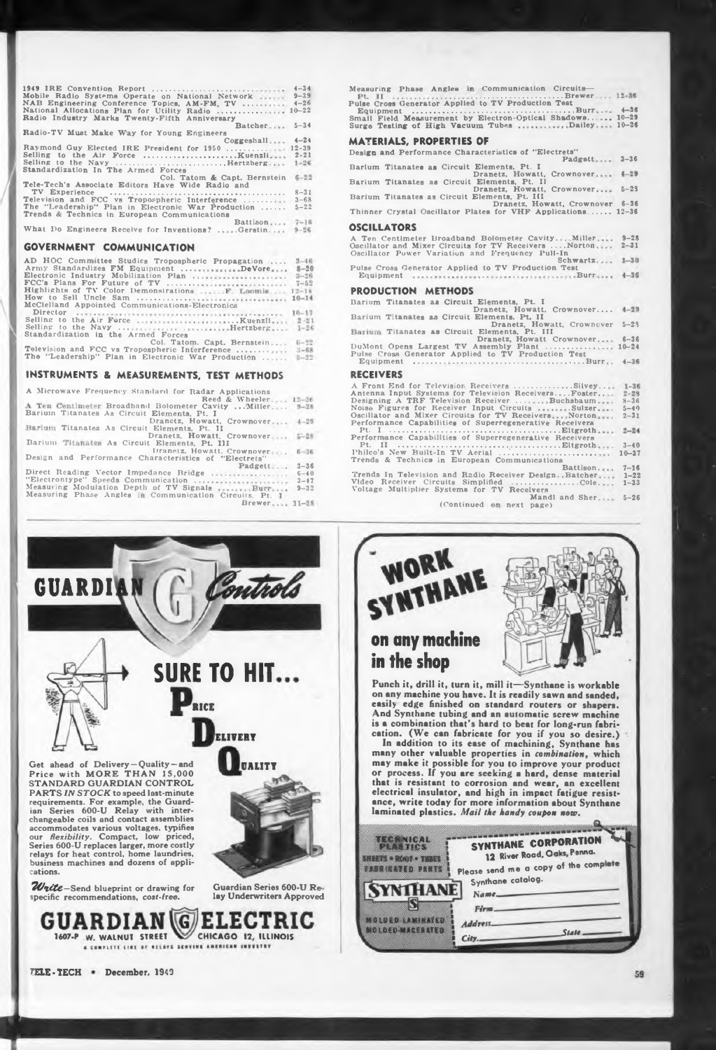1949 IRE Convention Report ........ 4–34
Mobile Radio Systems Operate on National Network ........ 9–39
NAB Engineering Conference Topics, AM-FM, TV ........ 4–26
National Allocations Plan for Utility Radio ........ 10–22
Radio Industry Marks Twenty-Fifth Anniversary
Batcher ........ 5–34
Radio-TV Must Make Way for Young Engineers
Coggeshall ........ 4–24
Raymond Guy Elected IRE President for 1950 ........ 12–39
Selling to the Air Force ........ Kuenzli ........ 2–21
Selling to the Navy ........ Hertzberg ........ 1–26
Standardization In The Armed Forces
Col. Tatom & Capt. Bernstein 6–22
Tele-Tech's Associate Editors Have Wide Radio and TV Experience ........ 8–31
Television and FCC vs Tropospheric Interference ........ 3–68
The "Leadership" Plan in Electronic War Production ........ 5–22
Trends & Technics in European Communications
Battison ........ 7–16
What Do Engineers Receive for Inventions? ..... Gerstin ..... 9–26

## GOVERNMENT COMMUNICATION

AD HOC Committee Studies Tropospheric Propagation ........ 3–46
Army Standardizes FM Equipment ........ DeVore ........ 8–20
Electronic Industry Mobilization Plan ........ 3–26
FCC's Plans For Future of TV ........ 7–52
Highlights of TV Color Demonstrations ...... F. Loomis ..... 12–18
How to Sell Uncle Sam ........ 10–14
McClelland Appointed Communications-Electronics Director ........ 10–17
Selling to the Air Force ........ Kuenzli ........ 2–21
Selling to the Navy ........ Hertzberg ........ 1–26
Standardization in the Armed Forces
Col. Tatom, Capt. Bernstein ........ 6–22
Television and FCC vs Tropospheric Interference ........ 3–68
The "Leadership" Plan in Electronic War Production ........ 5–22

## INSTRUMENTS & MEASUREMENTS, TEST METHODS

A Microwave Frequency Standard for Radar Applications
Reed & Wheeler ........ 12–26
A Ten Centimeter Broadband Bolometer Cavity ... Miller ........ 9–28
Barium Titanates As Circuit Elements, Pt. I
Dranetz, Howatt, Crownover ........ 4–29
Barium Titanates As Circuit Elements, Pt. II
Dranetz, Howatt, Crownover ........ 5–28
Barium Titanates as Circuit Elements, Pt. III
Dranetz, Howatt, Crownover ........ 6–36
Design and Performance Characteristics of "Electrets"
Padgett ........ 3–36
Direct Reading Vector Impedance Bridge ........ 6–40
"Electrontype" Speeds Communication ........ 3–47
Measuring Modulation Depth of TV Signals ........ Burr ........ 9–32
Measuring Phase Angles in Communication Circuits, Pt. I
Brewer ........ 11–38

Measuring Phase Angles in Communication Circuits—Pt. II ........ Brewer ........ 12–36
Pulse Cross Generator Applied to TV Production Test Equipment ........ Burr ........ 4–36
Small Field Measurement by Electron-Optical Shadows ........ 10–29
Surge Testing of High Vacuum Tubes ........ Dailey ........ 10–26

## MATERIALS, PROPERTIES OF

Design and Performance Characteristics of "Electrets"
Padgett ........ 3–36
Barium Titanates as Circuit Elements, Pt. I
Dranetz, Howatt, Crownover ........ 4–29
Barium Titanates as Circuit Elements, Pt. II
Dranetz, Howatt, Crownover ........ 5–23
Barium Titanates as Circuit Elements, Pt. III
Dranetz, Howatt, Crownover 6–36
Thinner Crystal Oscillator Plates for VHF Applications ........ 12–36

## OSCILLATORS

A Ten Centimeter Broadband Bolometer Cavity ........ Miller ........ 9–28
Oscillator and Mixer Circuits for TV Receivers ........ Norton ........ 2–31
Oscillator Power Variation and Frequency Pull-In
Schwartz ........ 3–30
Pulse Cross Generator Applied to TV Production Test Equipment ........ Burr ........ 4–36

## PRODUCTION METHODS

Barium Titanates as Circuit Elements, Pt. I
Dranetz, Howatt, Crownover ........ 4–29
Barium Titanates as Circuit Elements, Pt. II
Dranetz, Howatt, Crownover 5–28
Barium Titanates as Circuit Elements, Pt. III
Dranetz, Howatt Crownover ........ 6–36
DuMont Opens Largest TV Assembly Plant ........ 10–24
Pulse Cross Generator Applied to TV Production Test Equipment ........ Burr ........ 4–36

## RECEIVERS

A Front End for Television Receivers ........ Silvey ........ 1–36
Antenna Input Systems for Television Receivers ........ Foster ........ 2–28
Designing A TRF Television Receiver ........ Buchsbaum ........ 8–36
Noise Figures for Receiver Input Circuits ........ Sulzer ........ 5–40
Oscillator and Mixer Circuits for TV Receivers ........ Norton ........ 2–31
Performance Capabilities of Superregenerative Receivers
Pt. I ........ Eltgroth ........ 2–24
Performance Capabilities of Superregenerative Receivers
Pt. II ........ Eltgroth ........ 3–40
Philco's New Built-In TV Aerial ........ 10–37
Trends & Technics in European Communications
Battison ........ 7–16
Trends In Television and Radio Receiver Design ........ Batcher ........ 1–22
Video Receiver Circuits Simplified ........ Cole ........ 1–33
Voltage Multiplier Systems for TV Receivers
Mandl and Sher ........ 5–26

(Continued on next page)

---

# GUARDIAN Controls

## SURE TO HIT... PRICE DELIVERY QUALITY

Get ahead of Delivery—Quality—and Price with MORE THAN 15,000 STANDARD GUARDIAN CONTROL PARTS *IN STOCK* to speed last-minute requirements. For example, the Guardian Series 600-U Relay with interchangeable coils and contact assemblies accommodates various voltages, typifies our *flexibility*. Compact, low priced, Series 600-U replaces larger, more costly relays for heat control, home laundries, business machines and dozens of applications.

*Write*—Send blueprint or drawing for specific recommendations, *cost-free*.

Guardian Series 600-U Relay Underwriters Approved

**GUARDIAN ELECTRIC**
1607-P W. WALNUT STREET CHICAGO 12, ILLINOIS
A COMPLETE LINE OF RELAYS SERVING AMERICAN INDUSTRY

---

# WORK SYNTHANE on any machine in the shop

Punch it, drill it, turn it, mill it—Synthane is workable on any machine you have. It is readily sawn and sanded, easily edge finished on standard routers or shapers. And Synthane tubing and an automatic screw machine is a combination that's hard to beat for long-run fabrication. (We can fabricate for you if you so desire.)

In addition to its ease of machining, Synthane has many other valuable properties in *combination*, which may make it possible for you to improve your product or process. If you are seeking a hard, dense material that is resistant to corrosion and wear, an excellent electrical insulator, and high in impact fatigue resistance, write today for more information about Synthane laminated plastics. *Mail the handy coupon now.*

TECHNICAL PLASTICS
SHEETS • RODS • TUBES
FABRICATED PARTS
SYNTHANE
MOLDED-LAMINATED
MOLDED-MACERATED

**SYNTHANE CORPORATION**
12 River Road, Oaks, Penna.

Please send me a copy of the complete Synthane catalog.

Name ______
Firm ______
Address ______
City ______ State ______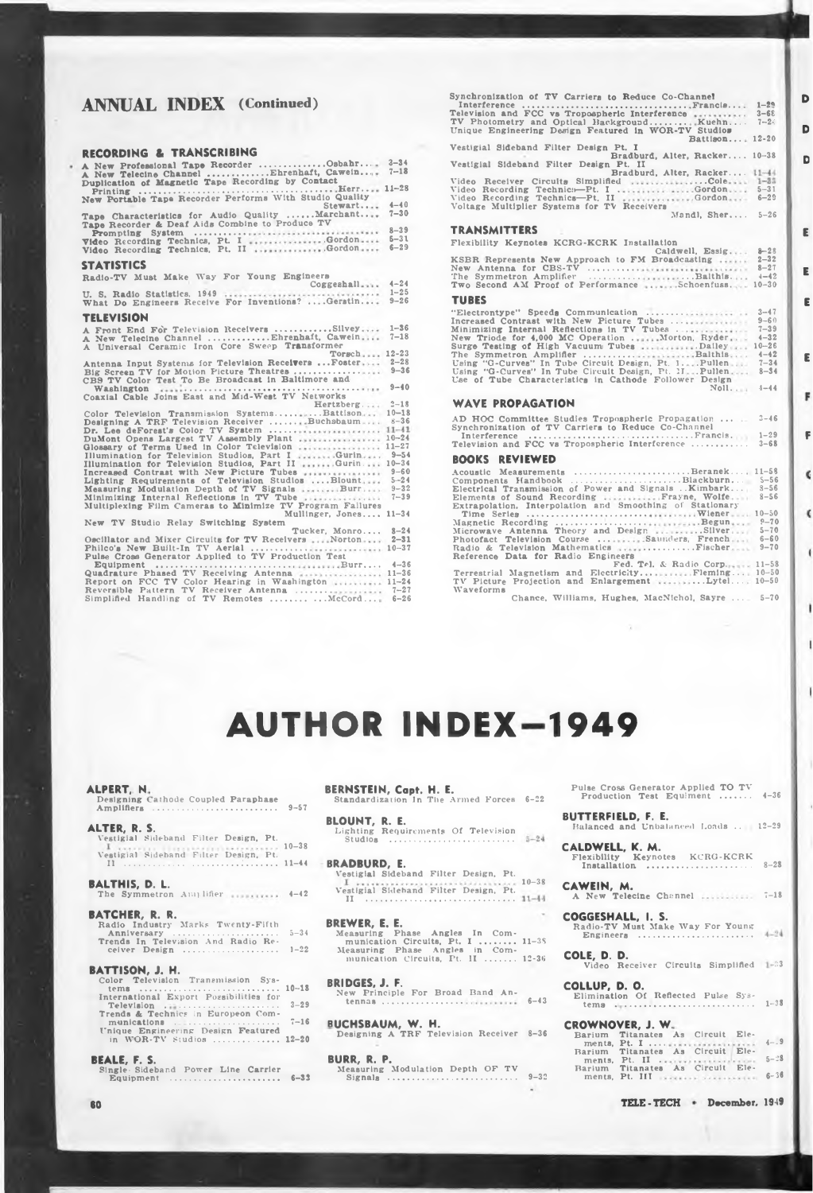## ANNUAL INDEX (Continued)

### RECORDING & TRANSCRIBING

- A New Professional Tape Recorder ..............Osbahr.... 3-34
- A New Telecine Channel .............Ehrenhaft, Cawein.... 7-18
- Duplication of Magnetic Tape Recording by Contact Printing ..........Herr.... 11-28
- New Portable Tape Recorder Performs With Studio Quality ..........Stewart.... 4-40
- Tape Characteristics for Audio Quality ......Marchant.... 7-30
- Tape Recorder & Deaf Aids Combine to Produce TV Prompting System .......... 8-39
- Video Recording Technics, Pt. I ..........Gordon.... 5-31
- Video Recording Technics, Pt. II ..........Gordon.... 6-29

### STATISTICS

- Radio-TV Must Make Way For Young Engineers ..........Coggeshall.... 4-24
- U. S. Radio Statistics, 1949 .......... 1-25
- What Do Engineers Receive For Inventions? ....Geratin.... 9-26

### TELEVISION

- A Front End For Television Receivers ..........Silvey.... 1-36
- A New Telecine Channel ..........Ehrenhaft, Cawein.... 7-18
- A Universal Ceramic Iron Core Sweep Transformer ..........Torsch.... 12-23
- Antenna Input Systems for Television Receivers ...Foster.... 2-28
- Big Screen TV for Motion Picture Theatres .......... 9-36
- CBS TV Color Test To Be Broadcast in Baltimore and Washington .......... 9-40
- Coaxial Cable Joins East and Mid-West TV Networks ..........Hertzberg.... 2-18
- Color Television Transmission Systems..........Battison.... 10-18
- Designing A TRF Television Receiver ..........Buchsbaum.... 8-36
- Dr. Lee deForest's Color TV System .......... 11-41
- DuMont Opens Largest TV Assembly Plant .......... 10-24
- Glossary of Terms Used in Color Television .......... 11-27
- Illumination for Television Studios, Part I ..........Gurin.... 9-54
- Illumination for Television Studios, Part II ..........Gurin.... 10-34
- Increased Contrast with New Picture Tubes .......... 9-60
- Lighting Requirements of Television Studios ....Blount.... 5-24
- Measuring Modulation Depth of TV Signals ..........Burr.... 9-32
- Minimizing Internal Reflections in TV Tube .......... 7-39
- Multiplexing Film Cameras to Minimize TV Program Failures ..........Mullinger, Jones.... 11-34
- New TV Studio Relay Switching System ..........Tucker, Monro.... 8-24
- Oscillator and Mixer Circuits for TV Receivers ....Norton.... 2-31
- Philco's New Built-In TV Aerial .......... 10-37
- Pulse Cross Generator Applied to TV Production Test Equipment ..........Burr.... 4-36
- Quadrature Phased TV Receiving Antenna .......... 11-36
- Report on FCC TV Color Hearing in Washington .......... 11-24
- Reversible Pattern TV Receiver Antenna .......... 7-27
- Simplified Handling of TV Remotes ..........McCord.... 6-26
- Synchronization of TV Carriers to Reduce Co-Channel Interference ..........Francis.... 1-29
- Television and FCC vs Tropospheric Interference .......... 3-68
- TV Photometry and Optical Background..........Kuehn.... 7-24
- Unique Engineering Design Featured in WOR-TV Studios ..........Battison.... 12-20
- Vestigial Sideband Filter Design Pt. I ..........Bradburd, Alter, Racker.... 10-38
- Vestigial Sideband Filter Design Pt. II ..........Bradburd, Alter, Racker.... 11-44
- Video Receiver Circuits Simplified ..........Cole.... 1-33
- Video Recording Technics—Pt. I ..........Gordon.... 5-31
- Video Recording Technics—Pt. II ..........Gordon.... 6-29
- Voltage Multiplier Systems for TV Receivers ..........Mandl, Sher.... 5-26

### TRANSMITTERS

- Flexibility Keynotes KCRG-KCRK Installation ..........Caldwell, Essig.... 8-28
- KSBR Represents New Approach to FM Broadcasting .......... 2-32
- New Antenna for CBS-TV .......... 8-27
- The Symmetron Amplifier ..........Balthis.... 4-42
- Two Second AM Proof of Performance ..........Schoenfuss.... 10-30

### TUBES

- "Electrontype" Speeds Communication .......... 3-47
- Increased Contrast with New Picture Tubes .......... 9-60
- Minimizing Internal Reflections in TV Tubes .......... 7-39
- New Triode for 4,000 MC Operation ..........Morton, Ryder.... 4-32
- Surge Testing of High Vacuum Tubes ..........Dalley.... 10-26
- The Symmetron Amplifier ..........Balthis.... 4-42
- Using "G-Curves" In Tube Circuit Design, Pt. I....Pullen.... 7-34
- Using "G-Curves" In Tube Circuit Design, Pt. II....Pullen.... 8-34
- Use of Tube Characteristics in Cathode Follower Design ..........Noll.... 4-44

### WAVE PROPAGATION

- AD HOC Committee Studies Tropospheric Propagation .......... 3-46
- Synchronization of TV Carriers to Reduce Co-Channel Interference ..........Francis.... 1-29
- Television and FCC vs Tropospheric Interference .......... 3-68

### BOOKS REVIEWED

- Acoustic Measurements ..........Beranek.... 11-58
- Components Handbook ..........Blackburn.... 5-56
- Electrical Transmission of Power and Signals ..Kimbark.... 8-56
- Elements of Sound Recording ..........Frayne, Wolfe.... 8-56
- Extrapolation, Interpolation and Smoothing of Stationary Time Series ..........Wiener.... 10-50
- Magnetic Recording ..........Begun.... 9-70
- Microwave Antenna Theory and Design ..........Silver.... 5-70
- Photofact Television Course ..........Saunders, French.... 6-60
- Radio & Television Mathematics ..........Fischer.... 9-70
- Reference Data for Radio Engineers ..........Fed. Tel. & Radio Corp.... 11-58
- Terrestrial Magnetism and Electricity..........Fleming.... 10-50
- TV Picture Projection and Enlargement ..........Lytel.... 10-50
- Waveforms ..........Chance, Williams, Hughes, MacNichol, Sayre .... 5-70

# AUTHOR INDEX—1949

**ALPERT, N.**
Designing Cathode Coupled Paraphase Amplifiers .......... 9-57

**ALTER, R. S.**
Vestigial Sideband Filter Design, Pt. I .......... 10-38
Vestigial Sideband Filter Design, Pt. II .......... 11-44

**BALTHIS, D. L.**
The Symmetron Amplifier .......... 4-42

**BATCHER, R. R.**
Radio Industry Marks Twenty-Fifth Anniversary .......... 5-34
Trends In Television And Radio Receiver Design .......... 1-22

**BATTISON, J. H.**
Color Television Transmission Systems .......... 10-18
International Export Possibilities for Television .......... 3-29
Trends & Technics in European Communications .......... 7-16
Unique Engineering Design Featured in WOR-TV Studios .......... 12-20

**BEALE, F. S.**
Single Sideband Power Line Carrier Equipment .......... 6-33

**BERNSTEIN, Capt. H. E.**
Standardization In The Armed Forces 6-22

**BLOUNT, R. E.**
Lighting Requirements Of Television Studios .......... 5-24

**BRADBURD, E.**
Vestigial Sideband Filter Design, Pt. I .......... 10-38
Vestigial Sideband Filter Design, Pt. II .......... 11-44

**BREWER, E. E.**
Measuring Phase Angles In Communication Circuits, Pt. I .......... 11-38
Measuring Phase Angles in Communication Circuits, Pt. II .......... 12-36

**BRIDGES, J. F.**
New Principle For Broad Band Antennas .......... 6-43

**BUCHSBAUM, W. H.**
Designing A TRF Television Receiver 8-36

**BURR, R. P.**
Measuring Modulation Depth OF TV Signals .......... 9-32
Pulse Cross Generator Applied TO TV Production Test Equiment .......... 4-36

**BUTTERFIELD, F. E.**
Balanced and Unbalanced Loads .......... 12-29

**CALDWELL, K. M.**
Flexibility Keynotes KCRG-KCRK Installation .......... 8-28

**CAWEIN, M.**
A New Telecine Channel .......... 7-18

**COGGESHALL, I. S.**
Radio-TV Must Make Way For Young Engineers .......... 4-24

**COLE, D. D.**
Video Receiver Circuits Simplified 1-33

**COLLUP, D. O.**
Elimination Of Reflected Pulse Systems .......... 1-38

**CROWNOVER, J. W.**
Barium Titanates As Circuit Elements, Pt. I .......... 4-39
Barium Titanates As Circuit Elements, Pt. II .......... 5-28
Barium Titanates As Circuit Elements, Pt. III .......... 6-36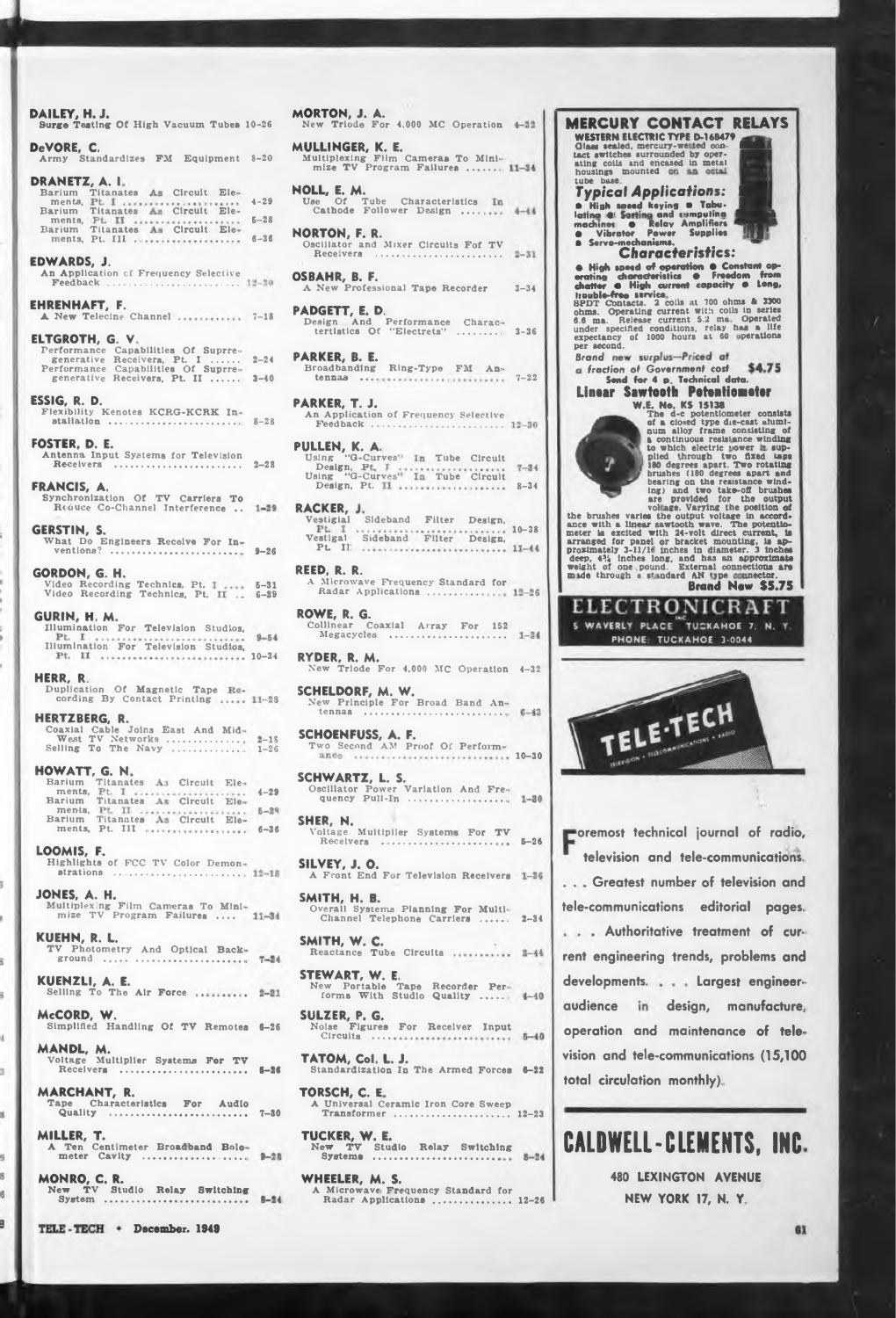**DAILEY, H. J.**
Surge Testing Of High Vacuum Tubes 10-26

**DeVORE, C.**
Army Standardizes FM Equipment 8-20

**DRANETZ, A. I.**
Barium Titanates As Circuit Elements, Pt. I ........................ 4-29
Barium Titanates As Circuit Elements, Pt. II ........................ 5-28
Barium Titanates As Circuit Elements, Pt. III ........................ 6-36

**EDWARDS, J.**
An Application of Frequency Selective Feedback ........................ 12-30

**EHRENHAFT, F.**
A New Telecine Channel ............ 7-18

**ELTGROTH, G. V.**
Performance Capabilities Of Supregenerative Receivers, Pt. I ...... 2-24
Performance Capabilities Of Supregenerative Receivers, Pt. II ...... 3-40

**ESSIG, R. D.**
Flexibility Kenotes KCRG-KCRK Installation ........................ 8-28

**FOSTER, D. E.**
Antenna Input Systems for Television Receivers ........................ 2-28

**FRANCIS, A.**
Synchronization Of TV Carriers To Reduce Co-Channel Interference .. 1-29

**GERSTIN, S.**
What Do Engineers Receive For Inventions? ........................ 9-26

**GORDON, G. H.**
Video Recording Technics, Pt. I .... 5-31
Video Recording Technics, Pt. II .. 6-29

**GURIN, H. M.**
Illumination For Television Studios, Pt. I ........................ 9-54
Illumination For Television Studios, Pt. II ........................ 10-34

**HERR, R.**
Duplication Of Magnetic Tape Recording By Contact Printing ..... 11-28

**HERTZBERG, R.**
Coaxial Cable Joins East And Mid-West TV Networks .............. 2-18
Selling To The Navy .............. 1-26

**HOWATT, G. N.**
Barium Titanates As Circuit Elements, Pt. I ........................ 4-29
Barium Titanates As Circuit Elements, Pt. II ........................ 5-28
Barium Titanates As Circuit Elements, Pt. III ........................ 6-36

**LOOMIS, F.**
Highlights of FCC TV Color Demonstrations ........................ 12-18

**JONES, A. H.**
Multiplexing Film Cameras To Minimize TV Program Failures .... 11-34

**KUEHN, R. L.**
TV Photometry And Optical Background ........................ 7-24

**KUENZLI, A. E.**
Selling To The Air Force .......... 2-21

**McCORD, W.**
Simplified Handling Of TV Remotes 6-26

**MANDL, M.**
Voltage Multiplier Systems For TV Receivers ........................ 5-26

**MARCHANT, R.**
Tape Characteristics For Audio Quality ........................ 7-30

**MILLER, T.**
A Ten Centimeter Broadband Bolometer Cavity ........................ 9-28

**MONRO, C. R.**
New TV Studio Relay Switching System ........................ 8-24

**MORTON, J. A.**
New Triode For 4,000 MC Operation 4-32

**MULLINGER, K. E.**
Multiplexing Film Cameras To Minimize TV Program Failures ....... 11-34

**NOLL, E. M.**
Use Of Tube Characteristics In Cathode Follower Design ........ 4-44

**NORTON, F. R.**
Oscillator and Mixer Circuits For TV Receivers ........................ 2-31

**OSBAHR, B. F.**
A New Professional Tape Recorder 3-34

**PADGETT, E. D.**
Design And Performance Characteristics Of "Electrets" ......... 3-36

**PARKER, B. E.**
Broadbanding Ring-Type FM Antennas ........................ 7-22

**PARKER, T. J.**
An Application of Frequency Selective Feedback ........................ 12-30

**PULLEN, K. A.**
Using "G-Curves" In Tube Circuit Design, Pt. I ........................ 7-24
Using "G-Curves" In Tube Circuit Design, Pt. II ........................ 8-34

**RACKER, J.**
Vestigial Sideband Filter Design, Pt. I ........................ 10-38
Vestigial Sideband Filter Design, Pt. II ........................ 11-44

**REED, R. R.**
A Microwave Frequency Standard for Radar Applications .............. 12-26

**ROWE, R. G.**
Collinear Coaxial Array For 152 Megacycles ........................ 1-34

**RYDER, R. M.**
New Triode For 4,000 MC Operation 4-32

**SCHELDORF, M. W.**
New Principle For Broad Band Antennas ........................ 6-43

**SCHOENFUSS, A. F.**
Two Second AM Proof Of Performance ........................ 10-30

**SCHWARTZ, L. S.**
Oscillator Power Variation And Frequency Pull-In .................... 1-30

**SHER, N.**
Voltage Multiplier Systems For TV Receivers ........................ 5-26

**SILVEY, J. O.**
A Front End For Television Receivers 1-36

**SMITH, H. B.**
Overall Systems Planning For Multi-Channel Telephone Carriers ...... 2-34

**SMITH, W. C.**
Reactance Tube Circuits ............ 3-44

**STEWART, W. E.**
New Portable Tape Recorder Performs With Studio Quality ...... 4-40

**SULZER, P. G.**
Noise Figures For Receiver Input Circuits ........................ 5-40

**TATOM, Col. L. J.**
Standardization In The Armed Forces 6-22

**TORSCH, C. E.**
A Universal Ceramic Iron Core Sweep Transformer ........................ 12-23

**TUCKER, W. E.**
New TV Studio Relay Switching Systems ........................ 8-24

**WHEELER, M. S.**
A Microwave Frequency Standard for Radar Applications .............. 12-26

## MERCURY CONTACT RELAYS

**WESTERN ELECTRIC TYPE D-168479**
Glass sealed, mercury-wetted contact switches surrounded by operating coils and encased in metal housings mounted on an octal tube base.

### Typical Applications:

- High speed keying
- Tabulating & Sorting and computing machines
- Relay Amplifiers
- Vibrator Power Supplies
- Servo-mechanisms.

### Characteristics:

- High speed of operation
- Constant operating characteristics
- Freedom from chatter
- High current capacity
- Long, trouble-free service.

SPDT Contacts. 2 coils at 700 ohms & 3300 ohms. Operating current with coils in series 6.6 ma. Release current 5.2 ma. Operated under specified conditions, relay has a life expectancy of 1000 hours at 60 operations per second.

*Brand new surplus—Priced at a fraction of Government cost* **$4.75**

*Send for 4 p. Technical data.*

### Linear Sawtooth Potentiometer

**W.E. No. KS 15138**

The d-c potentiometer consists of a closed type die-cast aluminum alloy frame consisting of a continuous resistance winding to which electric power is supplied through two fixed taps 180 degrees apart. Two rotating brushes (180 degrees apart and bearing on the resistance winding) and two take-off brushes are provided for the output voltage. Varying the position of the brushes varies the output voltage in accordance with a linear sawtooth wave. The potentiometer is excited with 24-volt direct current, is arranged for panel or bracket mounting, is approximately 3-11/16 inches in diameter, 3 inches deep, 4¾ inches long, and has an approximate weight of one pound. External connections are made through a standard AN type connector.

**Brand New $5.75**

## ELECTRONICRAFT INC.

5 WAVERLY PLACE TUCKAHOE 7, N. Y.
PHONE: TUCKAHOE 3-0044

Foremost technical journal of radio, television and tele-communications. . . . Greatest number of television and tele-communications editorial pages. . . . Authoritative treatment of current engineering trends, problems and developments. . . . Largest engineer-audience in design, manufacture, operation and maintenance of television and tele-communications (15,100 total circulation monthly).

## CALDWELL-CLEMENTS, INC.

480 LEXINGTON AVENUE
NEW YORK 17, N. Y.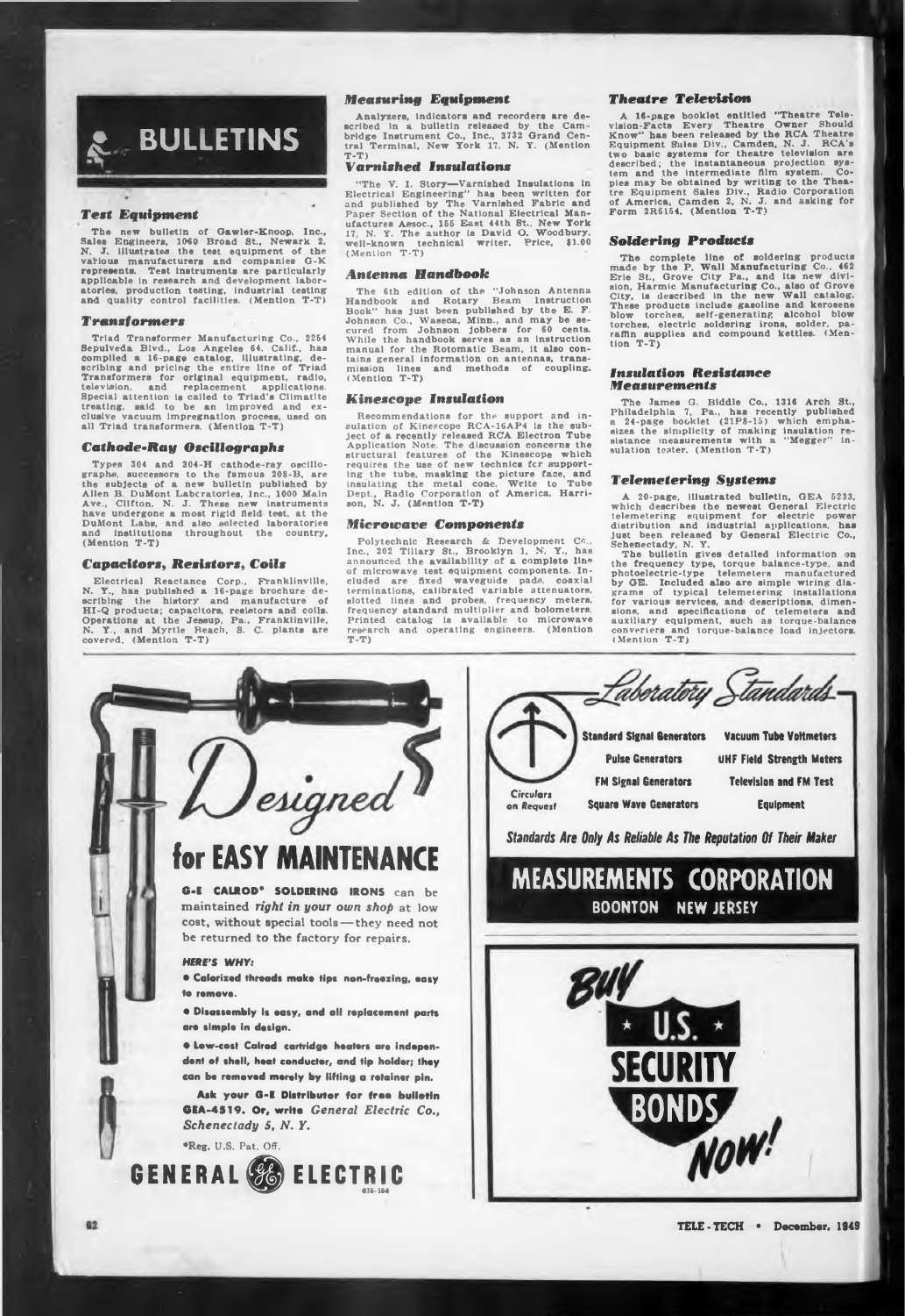# BULLETINS

### Test Equipment

The new bulletin of Gawler-Knoop, Inc., Sales Engineers, 1060 Broad St., Newark 2, N. J. illustrates the test equipment of the various manufacturers and companies G-K represents. Test instruments are particularly applicable in research and development laboratories, production testing, industrial testing and quality control facilities. (Mention T-T)

### Transformers

Triad Transformer Manufacturing Co., 2254 Sepulveda Blvd., Los Angeles 64, Calif., has compiled a 16-page catalog, illustrating, describing and pricing the entire line of Triad Transformers for original equipment, radio, television, and replacement applications. Special attention is called to Triad's Climatite treating, said to be an improved and exclusive vacuum impregnation process, used on all Triad transformers. (Mention T-T)

### Cathode-Ray Oscillographs

Types 304 and 304-H cathode-ray oscillographs, successors to the famous 208-B, are the subjects of a new bulletin published by Allen B. DuMont Laboratories, Inc., 1000 Main Ave., Clifton, N. J. These new instruments have undergone a most rigid field test, at the DuMont Labs, and also selected laboratories and institutions throughout the country. (Mention T-T)

### Capacitors, Resistors, Coils

Electrical Reactance Corp., Franklinville, N. Y., has published a 16-page brochure describing the history and manufacture of HI-Q products; capacitors, resistors and coils. Operations at the Jessup, Pa., Franklinville, N. Y., and Myrtle Beach, S. C. plants are covered. (Mention T-T)

### Measuring Equipment

Analyzers, indicators and recorders are described in a bulletin released by the Cambridge Instrument Co., Inc., 3732 Grand Central Terminal, New York 17, N. Y. (Mention T-T)

### Varnished Insulations

"The V. I. Story—Varnished Insulations in Electrical Engineering" has been written for and published by The Varnished Fabric and Paper Section of the National Electrical Manufactures Assoc., 155 East 44th St., New York 17, N. Y. The author is David O. Woodbury, well-known technical writer. Price, $1.00 (Mention T-T)

### Antenna Handbook

The 6th edition of the "Johnson Antenna Handbook and Rotary Beam Instruction Book" has just been published by the E. F. Johnson Co., Waseca, Minn., and may be secured from Johnson jobbers for 60 cents. While the handbook serves as an instruction manual for the Rotomatic Beam, it also contains general information on antennas, transmission lines and methods of coupling. (Mention T-T)

### Kinescope Insulation

Recommendations for the support and insulation of Kinescope RCA-16AP4 is the subject of a recently released RCA Electron Tube Application Note. The discussion concerns the structural features of the Kinescope which requires the use of new technics for supporting the tube, masking the picture face, and insulating the metal cone. Write to Tube Dept., Radio Corporation of America, Harrison, N. J. (Mention T-T)

### Microwave Components

Polytechnic Research & Development Co., Inc., 202 Tillary St., Brooklyn 1, N. Y., has announced the availability of a complete line of microwave test equipment components. Included are fixed waveguide pads, coaxial terminations, calibrated variable attenuators, slotted lines and probes, frequency meters, frequency standard multiplier and bolometers. Printed catalog is available to microwave research and operating engineers. (Mention T-T)

### Theatre Television

A 16-page booklet entitled "Theatre Television-Facts Every Theatre Owner Should Know" has been released by the RCA Theatre Equipment Sales Div., Camden, N. J. RCA's two basic systems for theatre television are described; the instantaneous projection system and the intermediate film system. Copies may be obtained by writing to the Theatre Equipment Sales Div., Radio Corporation of America, Camden 2, N. J. and asking for Form 2R6154. (Mention T-T)

### Soldering Products

The complete line of soldering products made by the P. Wall Manufacturing Co., 462 Erie St., Grove City Pa., and its new division, Harmic Manufacturing Co., also of Grove City, is described in the new Wall catalog. These products include gasoline and kerosene blow torches, self-generating alcohol blow torches, electric soldering irons, solder, paraffin supplies and compound kettles. (Mention T-T)

### Insulation Resistance Measurements

The James G. Biddle Co., 1316 Arch St., Philadelphia 7, Pa., has recently published a 24-page booklet (21P8-15) which emphasizes the simplicity of making insulation resistance measurements with a "Megger" insulation tester. (Mention T-T)

### Telemetering Systems

A 20-page, illustrated bulletin, GEA 5233, which describes the newest General Electric telemetering equipment for electric power distribution and industrial applications, has just been released by General Electric Co., Schenectady, N. Y.

The bulletin gives detailed information on the frequency type, torque balance-type, and photoelectric-type telemeters manufactured by GE. Included also are simple wiring diagrams of typical telemetering installations for various services, and descriptions, dimensions, and specifications of telemeters and auxiliary equipment, such as torque-balance converters and torque-balance load injectors. (Mention T-T)

---

## Designed for EASY MAINTENANCE

**G-E CALROD\* SOLDERING IRONS** can be maintained *right in your own shop* at low cost, without special tools—they need not be returned to the factory for repairs.

**HERE'S WHY:**

- **Calorized threads make tips non-freezing, easy to remove.**
- **Disassembly is easy, and all replacement parts are simple in design.**
- **Low-cost Calrod cartridge heaters are independent of shell, heat conductor, and tip holder; they can be removed merely by lifting a retainer pin.**

**Ask your G-E Distributor for free bulletin GEA-4519. Or, write** *General Electric Co., Schenectady 5, N. Y.*

\*Reg. U.S. Pat. Off.

**GENERAL ELECTRIC**

675-164

---

## Laboratory Standards

| | |
|---|---|
| Standard Signal Generators | Vacuum Tube Voltmeters |
| Pulse Generators | UHF Field Strength Meters |
| FM Signal Generators | Television and FM Test |
| Square Wave Generators | Equipment |

*Circulars on Request*

*Standards Are Only As Reliable As The Reputation Of Their Maker*

## MEASUREMENTS CORPORATION

BOONTON NEW JERSEY

---

BUY U.S. SECURITY BONDS NOW!